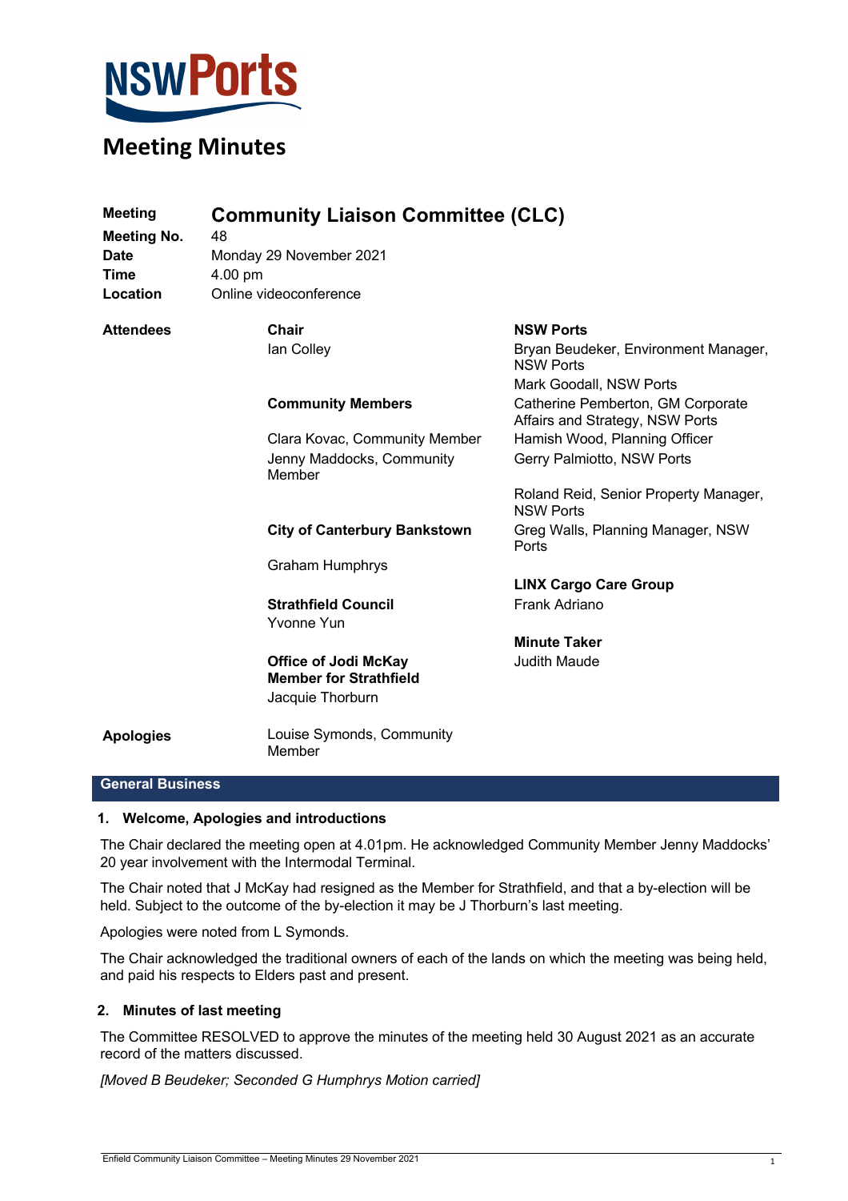# Meeting Minutes

| | |
|---|---|
| **Meeting** | **Community Liaison Committee (CLC)** |
| **Meeting No.** | 48 |
| **Date** | Monday 29 November 2021 |
| **Time** | 4.00 pm |
| **Location** | Online videoconference |

**Attendees**

**Chair**
Ian Colley

**Community Members**
Clara Kovac, Community Member
Jenny Maddocks, Community Member

**City of Canterbury Bankstown**
Graham Humphrys

**Strathfield Council**
Yvonne Yun

**Office of Jodi McKay Member for Strathfield**
Jacquie Thorburn

**NSW Ports**
Bryan Beudeker, Environment Manager, NSW Ports
Mark Goodall, NSW Ports
Catherine Pemberton, GM Corporate Affairs and Strategy, NSW Ports
Hamish Wood, Planning Officer
Gerry Palmiotto, NSW Ports
Roland Reid, Senior Property Manager, NSW Ports
Greg Walls, Planning Manager, NSW Ports

**LINX Cargo Care Group**
Frank Adriano

**Minute Taker**
Judith Maude

**Apologies**

Louise Symonds, Community Member

## General Business

### 1. Welcome, Apologies and introductions

The Chair declared the meeting open at 4.01pm. He acknowledged Community Member Jenny Maddocks' 20 year involvement with the Intermodal Terminal.

The Chair noted that J McKay had resigned as the Member for Strathfield, and that a by-election will be held. Subject to the outcome of the by-election it may be J Thorburn's last meeting.

Apologies were noted from L Symonds.

The Chair acknowledged the traditional owners of each of the lands on which the meeting was being held, and paid his respects to Elders past and present.

### 2. Minutes of last meeting

The Committee RESOLVED to approve the minutes of the meeting held 30 August 2021 as an accurate record of the matters discussed.

*[Moved B Beudeker; Seconded G Humphrys Motion carried]*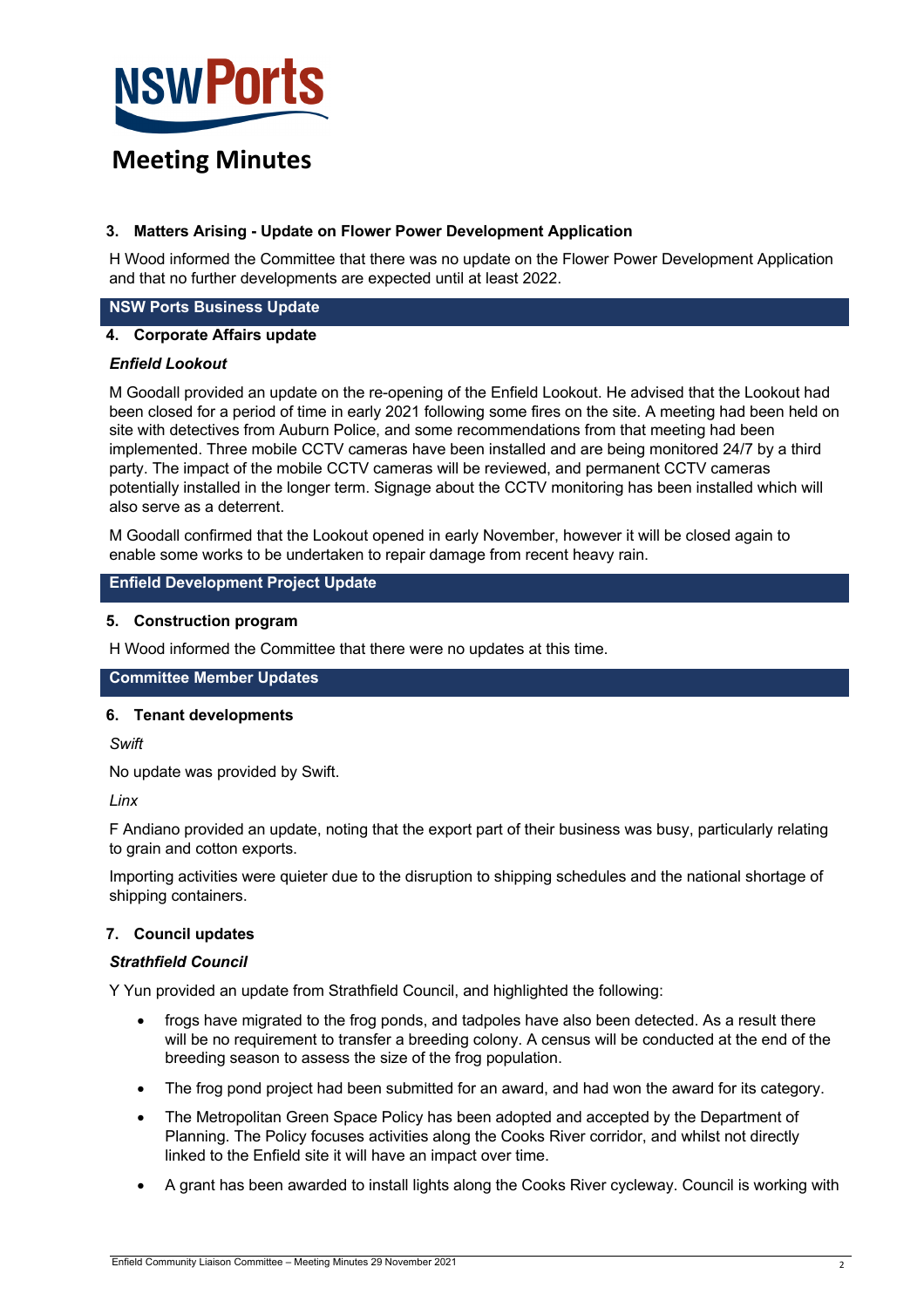# Meeting Minutes

### 3. Matters Arising - Update on Flower Power Development Application

H Wood informed the Committee that there was no update on the Flower Power Development Application and that no further developments are expected until at least 2022.

## NSW Ports Business Update

### 4. Corporate Affairs update

***Enfield Lookout***

M Goodall provided an update on the re-opening of the Enfield Lookout. He advised that the Lookout had been closed for a period of time in early 2021 following some fires on the site. A meeting had been held on site with detectives from Auburn Police, and some recommendations from that meeting had been implemented. Three mobile CCTV cameras have been installed and are being monitored 24/7 by a third party. The impact of the mobile CCTV cameras will be reviewed, and permanent CCTV cameras potentially installed in the longer term. Signage about the CCTV monitoring has been installed which will also serve as a deterrent.

M Goodall confirmed that the Lookout opened in early November, however it will be closed again to enable some works to be undertaken to repair damage from recent heavy rain.

## Enfield Development Project Update

### 5. Construction program

H Wood informed the Committee that there were no updates at this time.

## Committee Member Updates

### 6. Tenant developments

*Swift*

No update was provided by Swift.

*Linx*

F Andiano provided an update, noting that the export part of their business was busy, particularly relating to grain and cotton exports.

Importing activities were quieter due to the disruption to shipping schedules and the national shortage of shipping containers.

### 7. Council updates

***Strathfield Council***

Y Yun provided an update from Strathfield Council, and highlighted the following:

- frogs have migrated to the frog ponds, and tadpoles have also been detected. As a result there will be no requirement to transfer a breeding colony. A census will be conducted at the end of the breeding season to assess the size of the frog population.
- The frog pond project had been submitted for an award, and had won the award for its category.
- The Metropolitan Green Space Policy has been adopted and accepted by the Department of Planning. The Policy focuses activities along the Cooks River corridor, and whilst not directly linked to the Enfield site it will have an impact over time.
- A grant has been awarded to install lights along the Cooks River cycleway. Council is working with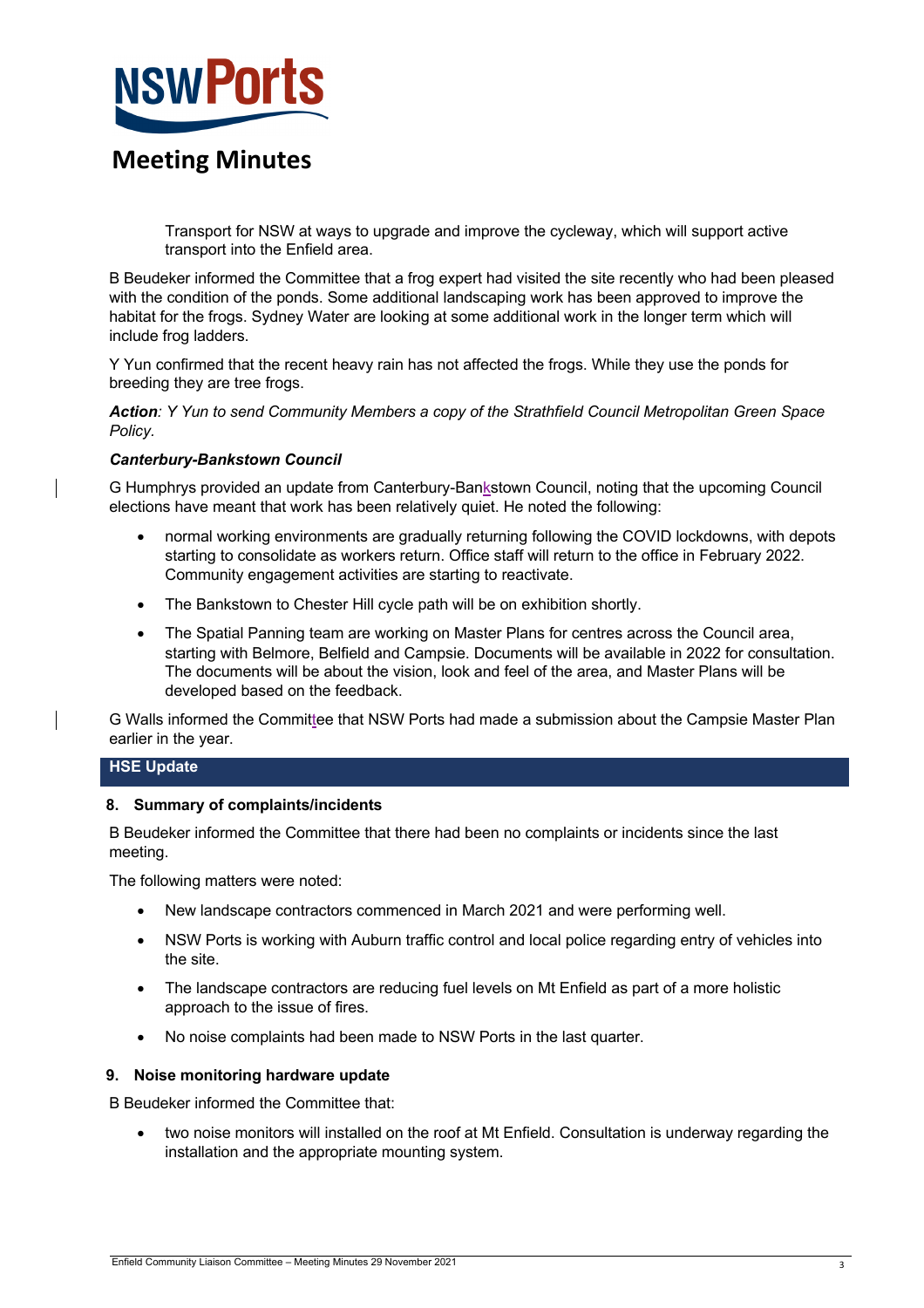Transport for NSW at ways to upgrade and improve the cycleway, which will support active transport into the Enfield area.

B Beudeker informed the Committee that a frog expert had visited the site recently who had been pleased with the condition of the ponds. Some additional landscaping work has been approved to improve the habitat for the frogs. Sydney Water are looking at some additional work in the longer term which will include frog ladders.

Y Yun confirmed that the recent heavy rain has not affected the frogs. While they use the ponds for breeding they are tree frogs.

***Action**: Y Yun to send Community Members a copy of the Strathfield Council Metropolitan Green Space Policy.*

***Canterbury-Bankstown Council***

G Humphrys provided an update from Canterbury-Bankstown Council, noting that the upcoming Council elections have meant that work has been relatively quiet. He noted the following:

- normal working environments are gradually returning following the COVID lockdowns, with depots starting to consolidate as workers return. Office staff will return to the office in February 2022. Community engagement activities are starting to reactivate.
- The Bankstown to Chester Hill cycle path will be on exhibition shortly.
- The Spatial Panning team are working on Master Plans for centres across the Council area, starting with Belmore, Belfield and Campsie. Documents will be available in 2022 for consultation. The documents will be about the vision, look and feel of the area, and Master Plans will be developed based on the feedback.

G Walls informed the Committee that NSW Ports had made a submission about the Campsie Master Plan earlier in the year.

## HSE Update

### 8. Summary of complaints/incidents

B Beudeker informed the Committee that there had been no complaints or incidents since the last meeting.

The following matters were noted:

- New landscape contractors commenced in March 2021 and were performing well.
- NSW Ports is working with Auburn traffic control and local police regarding entry of vehicles into the site.
- The landscape contractors are reducing fuel levels on Mt Enfield as part of a more holistic approach to the issue of fires.
- No noise complaints had been made to NSW Ports in the last quarter.

### 9. Noise monitoring hardware update

B Beudeker informed the Committee that:

- two noise monitors will installed on the roof at Mt Enfield. Consultation is underway regarding the installation and the appropriate mounting system.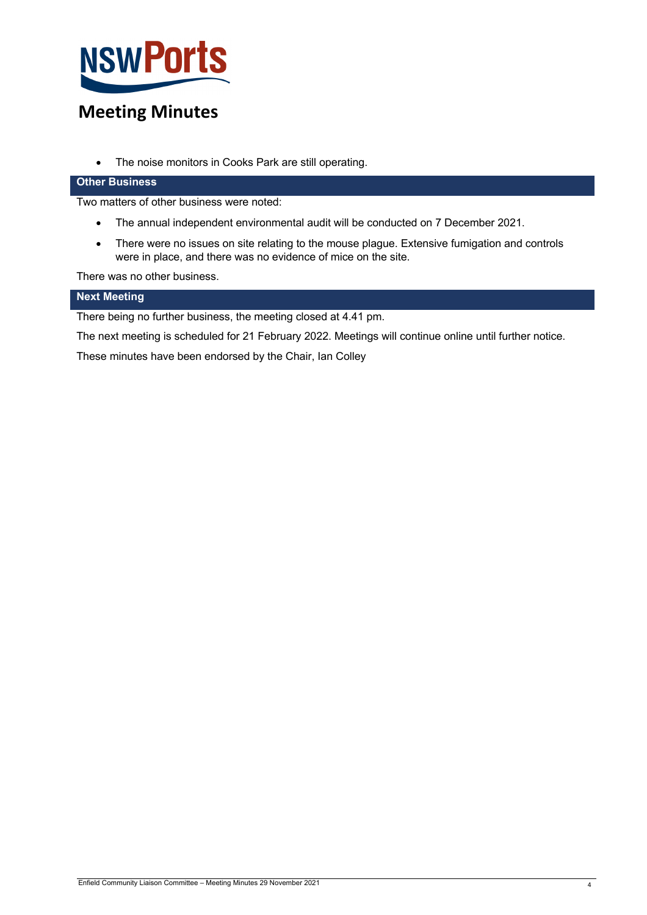# Meeting Minutes

- The noise monitors in Cooks Park are still operating.

## Other Business

Two matters of other business were noted:

- The annual independent environmental audit will be conducted on 7 December 2021.
- There were no issues on site relating to the mouse plague. Extensive fumigation and controls were in place, and there was no evidence of mice on the site.

There was no other business.

## Next Meeting

There being no further business, the meeting closed at 4.41 pm.

The next meeting is scheduled for 21 February 2022. Meetings will continue online until further notice.

These minutes have been endorsed by the Chair, Ian Colley